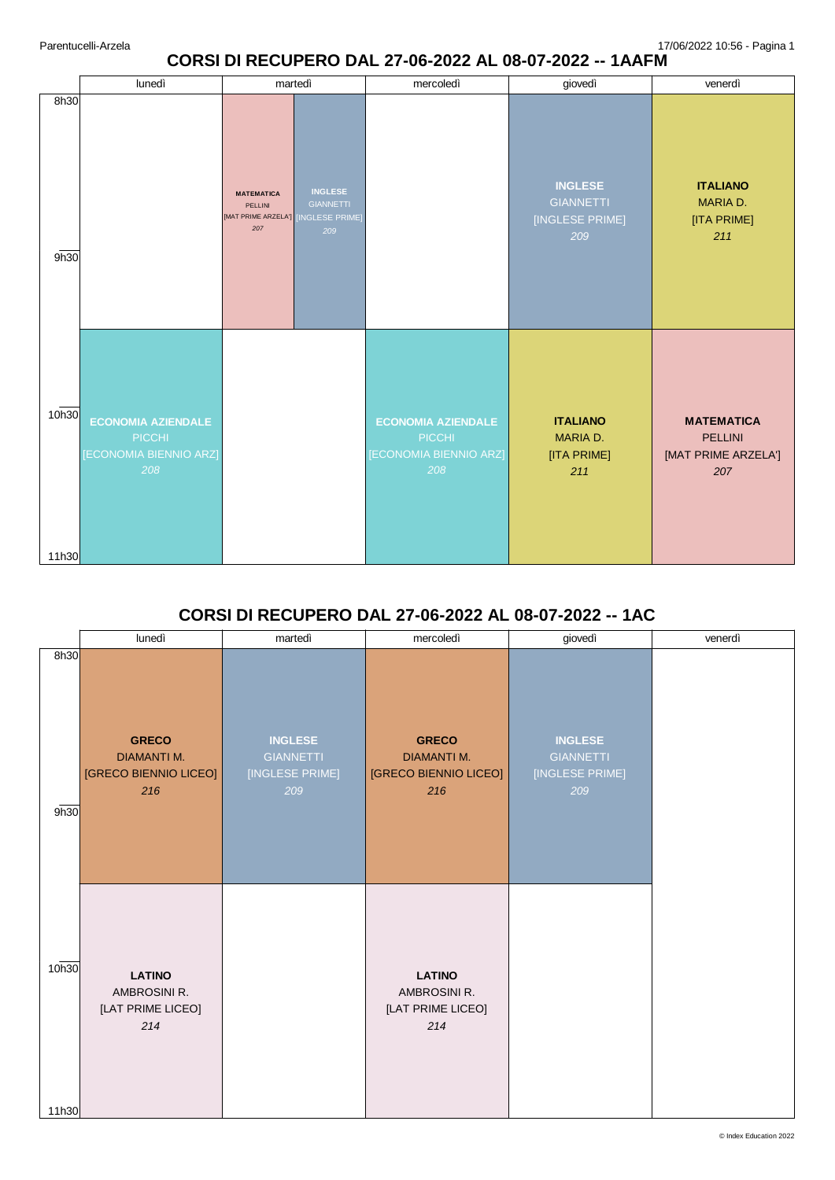# CORSI DI RECUPERO DAL 27-06-2022 AL 08-07-2022 -- 1AAFM

| | lunedì | martedì | mercoledì | giovedì | venerdì |
|---|---|---|---|---|---|
| 8h30 – 9h30 | | **MATEMATICA** PELLINI [MAT PRIME ARZELA'] *207* / **INGLESE** GIANNETTI [INGLESE PRIME] *209* | | **INGLESE** GIANNETTI [INGLESE PRIME] *209* | **ITALIANO** MARIA D. [ITA PRIME] *211* |
| 10h30 – 11h30 | **ECONOMIA AZIENDALE** PICCHI [ECONOMIA BIENNIO ARZ] *208* | | **ECONOMIA AZIENDALE** PICCHI [ECONOMIA BIENNIO ARZ] *208* | **ITALIANO** MARIA D. [ITA PRIME] *211* | **MATEMATICA** PELLINI [MAT PRIME ARZELA'] *207* |

# CORSI DI RECUPERO DAL 27-06-2022 AL 08-07-2022 -- 1AC

| | lunedì | martedì | mercoledì | giovedì | venerdì |
|---|---|---|---|---|---|
| 8h30 – 9h30 | **GRECO** DIAMANTI M. [GRECO BIENNIO LICEO] *216* | **INGLESE** GIANNETTI [INGLESE PRIME] *209* | **GRECO** DIAMANTI M. [GRECO BIENNIO LICEO] *216* | **INGLESE** GIANNETTI [INGLESE PRIME] *209* | |
| 10h30 – 11h30 | **LATINO** AMBROSINI R. [LAT PRIME LICEO] *214* | | **LATINO** AMBROSINI R. [LAT PRIME LICEO] *214* | | |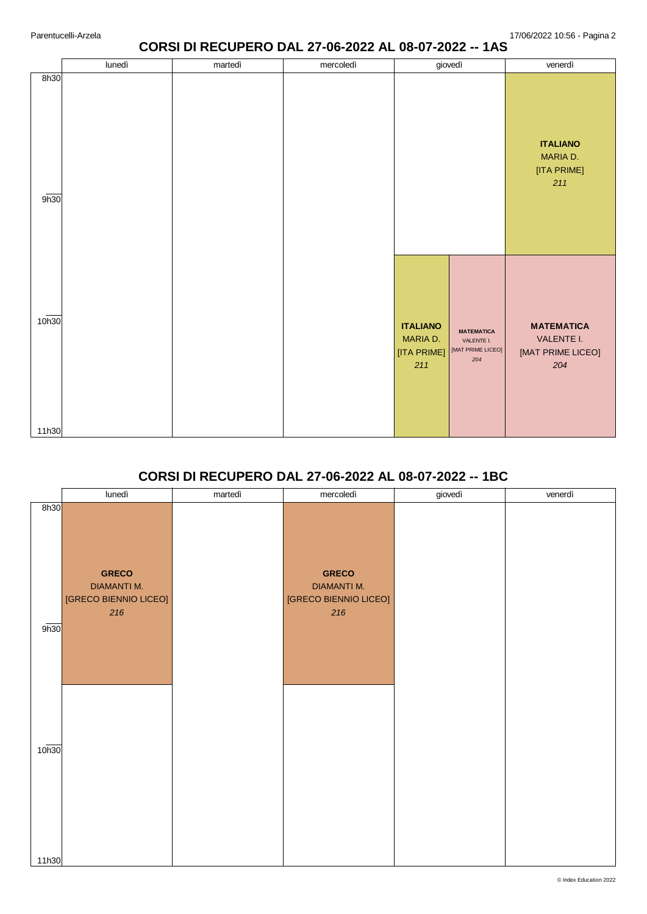## CORSI DI RECUPERO DAL 27-06-2022 AL 08-07-2022 -- 1AS

| | lunedì | martedì | mercoledì | giovedì | venerdì |
|---|---|---|---|---|---|
| 8h30 – 10h00 | | | | | **ITALIANO** MARIA D. [ITA PRIME] *211* |
| 10h00 – 11h30 | | | | **ITALIANO** MARIA D. [ITA PRIME] *211* / **MATEMATICA** VALENTE I. [MAT PRIME LICEO] *204* | **MATEMATICA** VALENTE I. [MAT PRIME LICEO] *204* |

## CORSI DI RECUPERO DAL 27-06-2022 AL 08-07-2022 -- 1BC

| | lunedì | martedì | mercoledì | giovedì | venerdì |
|---|---|---|---|---|---|
| 8h30 – 10h00 | **GRECO** DIAMANTI M. [GRECO BIENNIO LICEO] *216* | | **GRECO** DIAMANTI M. [GRECO BIENNIO LICEO] *216* | | |
| 10h00 – 11h30 | | | | | |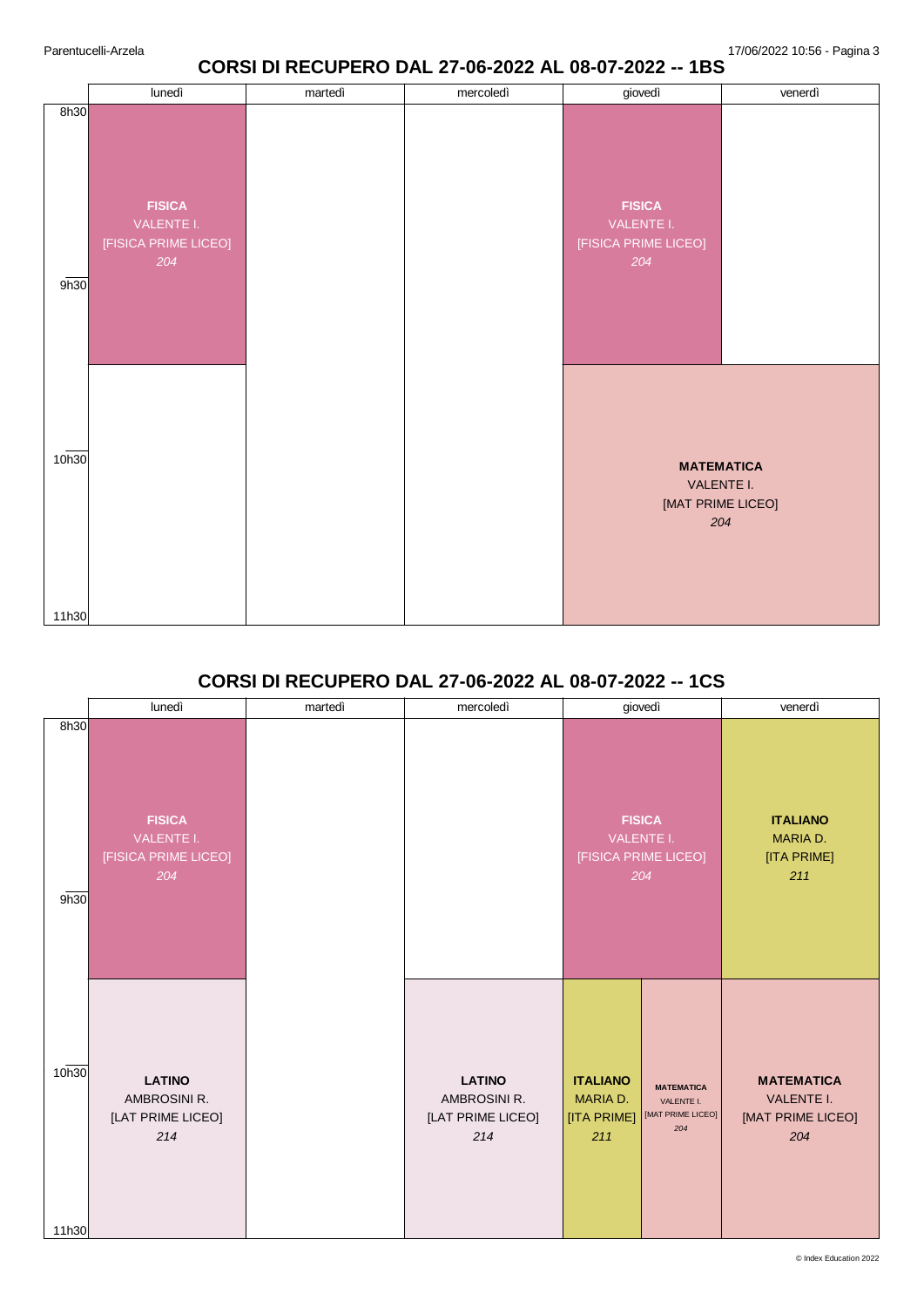## CORSI DI RECUPERO DAL 27-06-2022 AL 08-07-2022 -- 1BS

| | lunedì | martedì | mercoledì | giovedì | venerdì |
|---|---|---|---|---|---|
| 8h30–10h00 | **FISICA** VALENTE I. [FISICA PRIME LICEO] *204* | | | **FISICA** VALENTE I. [FISICA PRIME LICEO] *204* | |
| 10h00–11h30 | | | | **MATEMATICA** VALENTE I. [MAT PRIME LICEO] *204* | **MATEMATICA** VALENTE I. [MAT PRIME LICEO] *204* |

## CORSI DI RECUPERO DAL 27-06-2022 AL 08-07-2022 -- 1CS

| | lunedì | martedì | mercoledì | giovedì | venerdì |
|---|---|---|---|---|---|
| 8h30–10h00 | **FISICA** VALENTE I. [FISICA PRIME LICEO] *204* | | | **FISICA** VALENTE I. [FISICA PRIME LICEO] *204* | **ITALIANO** MARIA D. [ITA PRIME] *211* |
| 10h00–11h30 | **LATINO** AMBROSINI R. [LAT PRIME LICEO] *214* | | **LATINO** AMBROSINI R. [LAT PRIME LICEO] *214* | **ITALIANO** MARIA D. [ITA PRIME] *211* / **MATEMATICA** VALENTE I. [MAT PRIME LICEO] *204* | **MATEMATICA** VALENTE I. [MAT PRIME LICEO] *204* |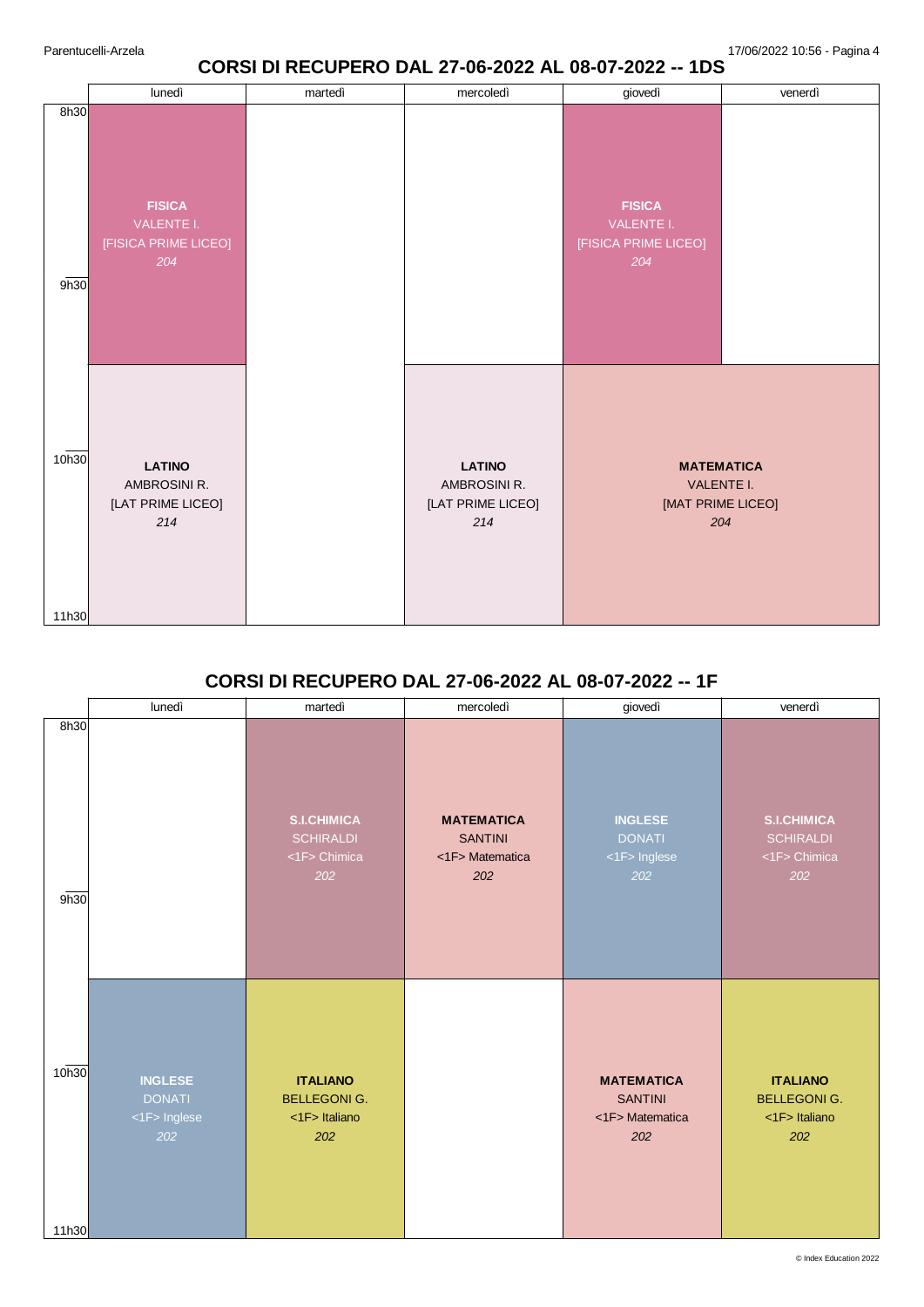## CORSI DI RECUPERO DAL 27-06-2022 AL 08-07-2022 -- 1DS

| | lunedì | martedì | mercoledì | giovedì | venerdì |
|---|---|---|---|---|---|
| 8h30 - 10h00 | **FISICA** VALENTE I. [FISICA PRIME LICEO] *204* | | | **FISICA** VALENTE I. [FISICA PRIME LICEO] *204* | |
| 10h00 - 11h30 | **LATINO** AMBROSINI R. [LAT PRIME LICEO] *214* | | **LATINO** AMBROSINI R. [LAT PRIME LICEO] *214* | **MATEMATICA** VALENTE I. [MAT PRIME LICEO] *204* | **MATEMATICA** VALENTE I. [MAT PRIME LICEO] *204* |

## CORSI DI RECUPERO DAL 27-06-2022 AL 08-07-2022 -- 1F

| | lunedì | martedì | mercoledì | giovedì | venerdì |
|---|---|---|---|---|---|
| 8h30 - 10h00 | | **S.I.CHIMICA** SCHIRALDI <1F> Chimica *202* | **MATEMATICA** SANTINI <1F> Matematica *202* | **INGLESE** DONATI <1F> Inglese *202* | **S.I.CHIMICA** SCHIRALDI <1F> Chimica *202* |
| 10h00 - 11h30 | **INGLESE** DONATI <1F> Inglese *202* | **ITALIANO** BELLEGONI G. <1F> Italiano *202* | | **MATEMATICA** SANTINI <1F> Matematica *202* | **ITALIANO** BELLEGONI G. <1F> Italiano *202* |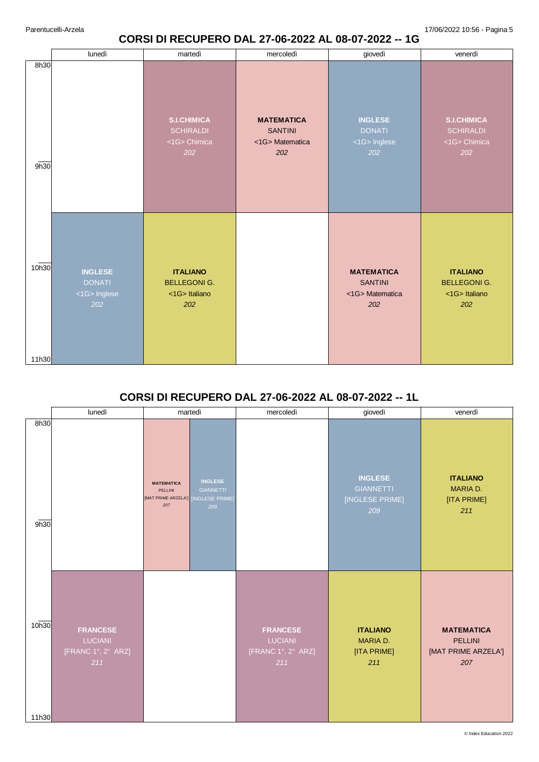## CORSI DI RECUPERO DAL 27-06-2022 AL 08-07-2022 -- 1G

| | lunedì | martedì | mercoledì | giovedì | venerdì |
|---|---|---|---|---|---|
| 8h30 - 9h30 | | **S.I.CHIMICA** SCHIRALDI <1G> Chimica *202* | **MATEMATICA** SANTINI <1G> Matematica *202* | **INGLESE** DONATI <1G> Inglese *202* | **S.I.CHIMICA** SCHIRALDI <1G> Chimica *202* |
| 10h30 - 11h30 | **INGLESE** DONATI <1G> Inglese *202* | **ITALIANO** BELLEGONI G. <1G> Italiano *202* | | **MATEMATICA** SANTINI <1G> Matematica *202* | **ITALIANO** BELLEGONI G. <1G> Italiano *202* |

## CORSI DI RECUPERO DAL 27-06-2022 AL 08-07-2022 -- 1L

| | lunedì | martedì | mercoledì | giovedì | venerdì |
|---|---|---|---|---|---|
| 8h30 - 9h30 | | **MATEMATICA** PELLINI [MAT PRIME ARZELA'] *207* / **INGLESE** GIANNETTI [INGLESE PRIME] *209* | | **INGLESE** GIANNETTI [INGLESE PRIME] *209* | **ITALIANO** MARIA D. [ITA PRIME] *211* |
| 10h30 - 11h30 | **FRANCESE** LUCIANI [FRANC 1°, 2° ARZ] *211* | | **FRANCESE** LUCIANI [FRANC 1°, 2° ARZ] *211* | **ITALIANO** MARIA D. [ITA PRIME] *211* | **MATEMATICA** PELLINI [MAT PRIME ARZELA'] *207* |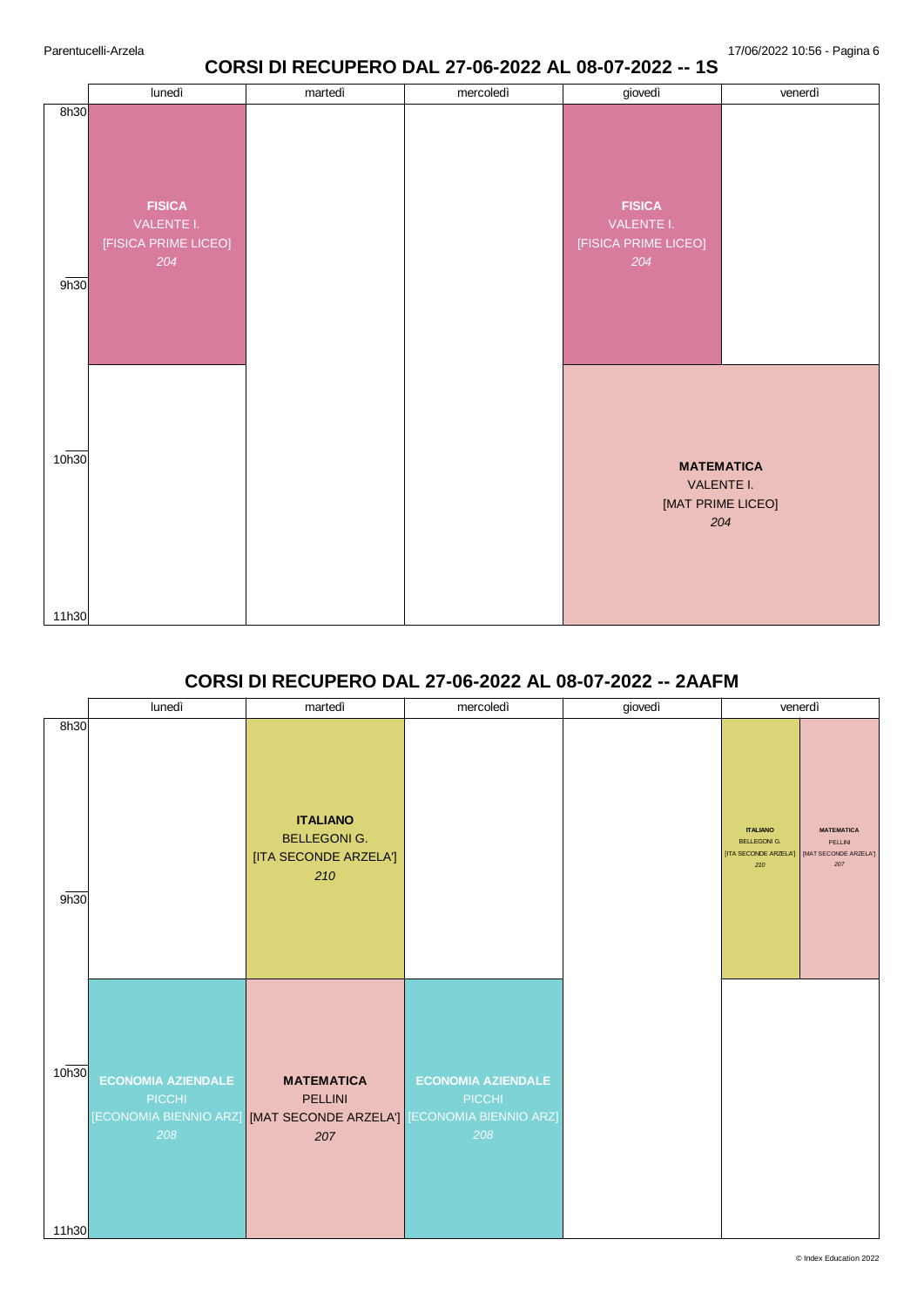# CORSI DI RECUPERO DAL 27-06-2022 AL 08-07-2022 -- 1S

| | lunedì | martedì | mercoledì | giovedì | venerdì |
|---|---|---|---|---|---|
| 8h30 – 9h30 | **FISICA** VALENTE I. [FISICA PRIME LICEO] *204* | | | **FISICA** VALENTE I. [FISICA PRIME LICEO] *204* | |
| 9h30 – 10h30 | | | | **MATEMATICA** VALENTE I. [MAT PRIME LICEO] *204* | |
| 10h30 – 11h30 | | | | | |

# CORSI DI RECUPERO DAL 27-06-2022 AL 08-07-2022 -- 2AAFM

| | lunedì | martedì | mercoledì | giovedì | venerdì |
|---|---|---|---|---|---|
| 8h30 – 9h30 | | **ITALIANO** BELLEGONI G. [ITA SECONDE ARZELA'] *210* | | | **ITALIANO** BELLEGONI G. [ITA SECONDE ARZELA'] *210* / **MATEMATICA** PELLINI [MAT SECONDE ARZELA'] *207* |
| 9h30 – 10h30 | **ECONOMIA AZIENDALE** PICCHI [ECONOMIA BIENNIO ARZ] *208* | **MATEMATICA** PELLINI [MAT SECONDE ARZELA'] *207* | **ECONOMIA AZIENDALE** PICCHI [ECONOMIA BIENNIO ARZ] *208* | | |
| 10h30 – 11h30 | | | | | |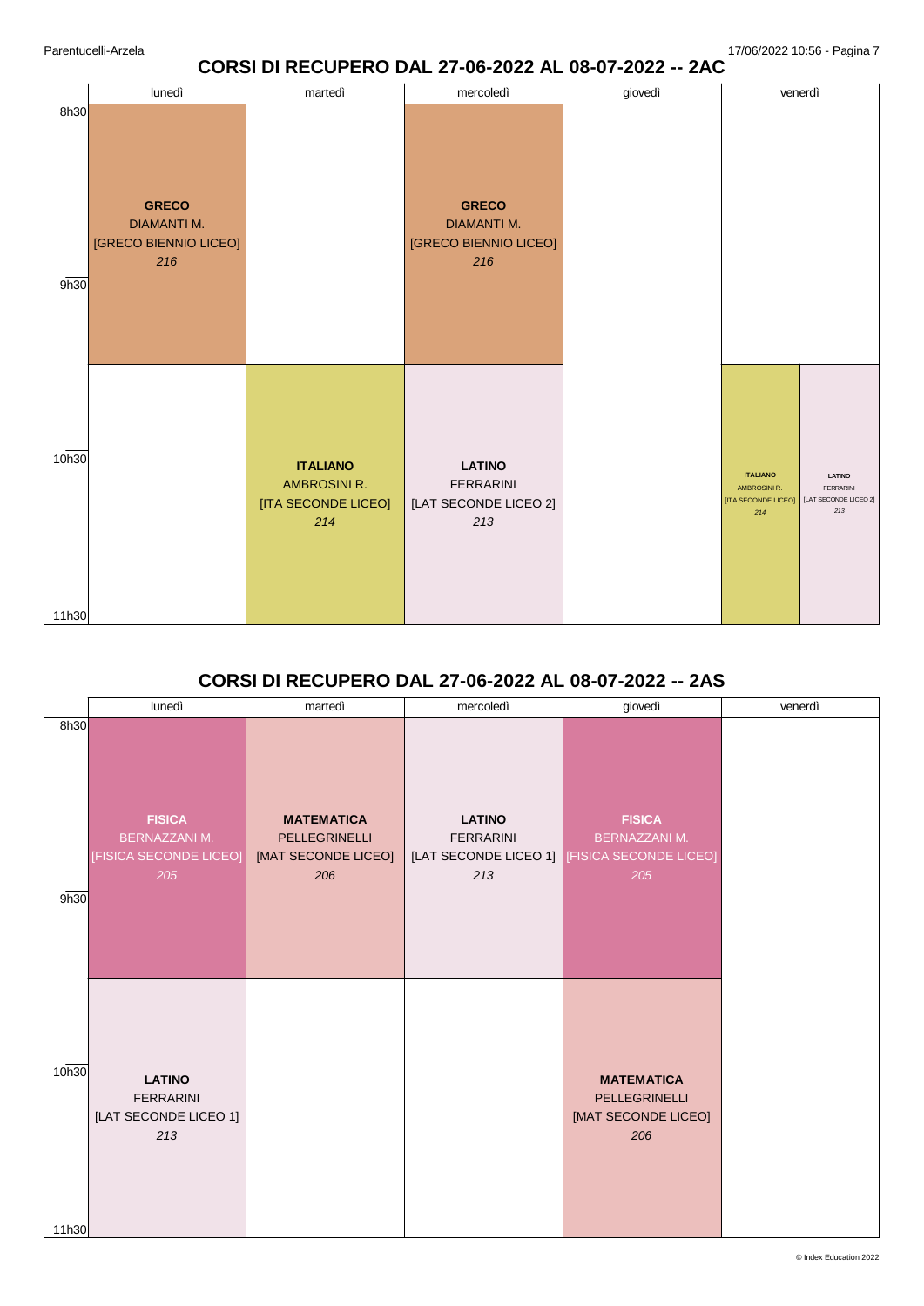## CORSI DI RECUPERO DAL 27-06-2022 AL 08-07-2022 -- 2AC

| | lunedì | martedì | mercoledì | giovedì | venerdì |
|---|---|---|---|---|---|
| 8h30 - 10h00 | **GRECO** DIAMANTI M. [GRECO BIENNIO LICEO] *216* | | **GRECO** DIAMANTI M. [GRECO BIENNIO LICEO] *216* | | |
| 10h00 - 11h30 | | **ITALIANO** AMBROSINI R. [ITA SECONDE LICEO] *214* | **LATINO** FERRARINI [LAT SECONDE LICEO 2] *213* | | **ITALIANO** AMBROSINI R. [ITA SECONDE LICEO] *214* / **LATINO** FERRARINI [LAT SECONDE LICEO 2] *213* |

## CORSI DI RECUPERO DAL 27-06-2022 AL 08-07-2022 -- 2AS

| | lunedì | martedì | mercoledì | giovedì | venerdì |
|---|---|---|---|---|---|
| 8h30 - 10h00 | **FISICA** BERNAZZANI M. [FISICA SECONDE LICEO] *205* | **MATEMATICA** PELLEGRINELLI [MAT SECONDE LICEO] *206* | **LATINO** FERRARINI [LAT SECONDE LICEO 1] *213* | **FISICA** BERNAZZANI M. [FISICA SECONDE LICEO] *205* | |
| 10h00 - 11h30 | **LATINO** FERRARINI [LAT SECONDE LICEO 1] *213* | | | **MATEMATICA** PELLEGRINELLI [MAT SECONDE LICEO] *206* | |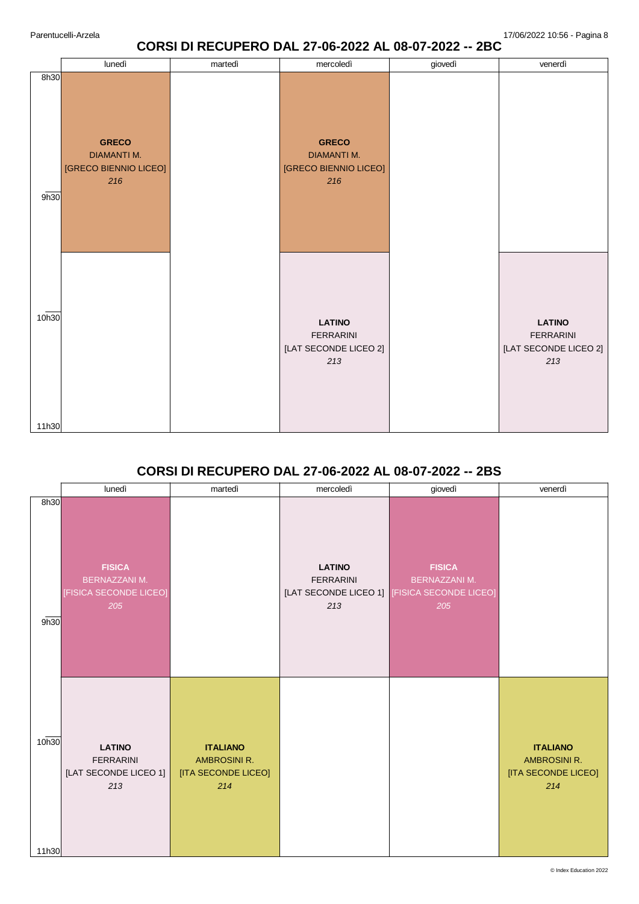## CORSI DI RECUPERO DAL 27-06-2022 AL 08-07-2022 -- 2BC

| | lunedì | martedì | mercoledì | giovedì | venerdì |
|---|---|---|---|---|---|
| 8h30–10h00 | **GRECO** DIAMANTI M. [GRECO BIENNIO LICEO] *216* | | **GRECO** DIAMANTI M. [GRECO BIENNIO LICEO] *216* | | |
| 10h00–11h30 | | | **LATINO** FERRARINI [LAT SECONDE LICEO 2] *213* | | **LATINO** FERRARINI [LAT SECONDE LICEO 2] *213* |

## CORSI DI RECUPERO DAL 27-06-2022 AL 08-07-2022 -- 2BS

| | lunedì | martedì | mercoledì | giovedì | venerdì |
|---|---|---|---|---|---|
| 8h30–10h00 | **FISICA** BERNAZZANI M. [FISICA SECONDE LICEO] *205* | | **LATINO** FERRARINI [LAT SECONDE LICEO 1] *213* | **FISICA** BERNAZZANI M. [FISICA SECONDE LICEO] *205* | |
| 10h00–11h30 | **LATINO** FERRARINI [LAT SECONDE LICEO 1] *213* | **ITALIANO** AMBROSINI R. [ITA SECONDE LICEO] *214* | | | **ITALIANO** AMBROSINI R. [ITA SECONDE LICEO] *214* |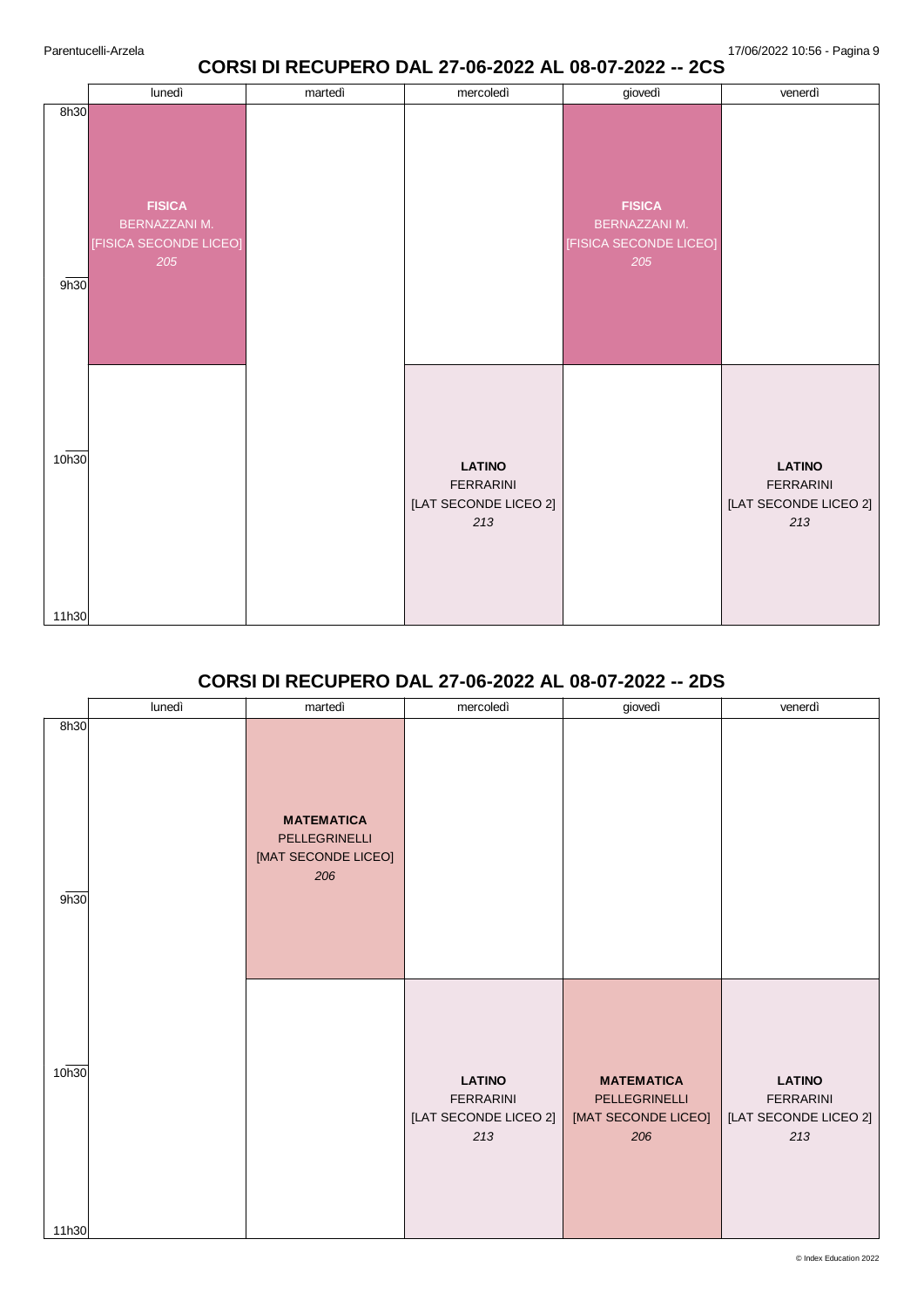## CORSI DI RECUPERO DAL 27-06-2022 AL 08-07-2022 -- 2CS

| | lunedì | martedì | mercoledì | giovedì | venerdì |
|---|---|---|---|---|---|
| 8h30 - 10h00 | **FISICA** BERNAZZANI M. [FISICA SECONDE LICEO] *205* | | | **FISICA** BERNAZZANI M. [FISICA SECONDE LICEO] *205* | |
| 10h00 - 11h30 | | | **LATINO** FERRARINI [LAT SECONDE LICEO 2] *213* | | **LATINO** FERRARINI [LAT SECONDE LICEO 2] *213* |

## CORSI DI RECUPERO DAL 27-06-2022 AL 08-07-2022 -- 2DS

| | lunedì | martedì | mercoledì | giovedì | venerdì |
|---|---|---|---|---|---|
| 8h30 - 10h00 | | **MATEMATICA** PELLEGRINELLI [MAT SECONDE LICEO] *206* | | | |
| 10h00 - 11h30 | | | **LATINO** FERRARINI [LAT SECONDE LICEO 2] *213* | **MATEMATICA** PELLEGRINELLI [MAT SECONDE LICEO] *206* | **LATINO** FERRARINI [LAT SECONDE LICEO 2] *213* |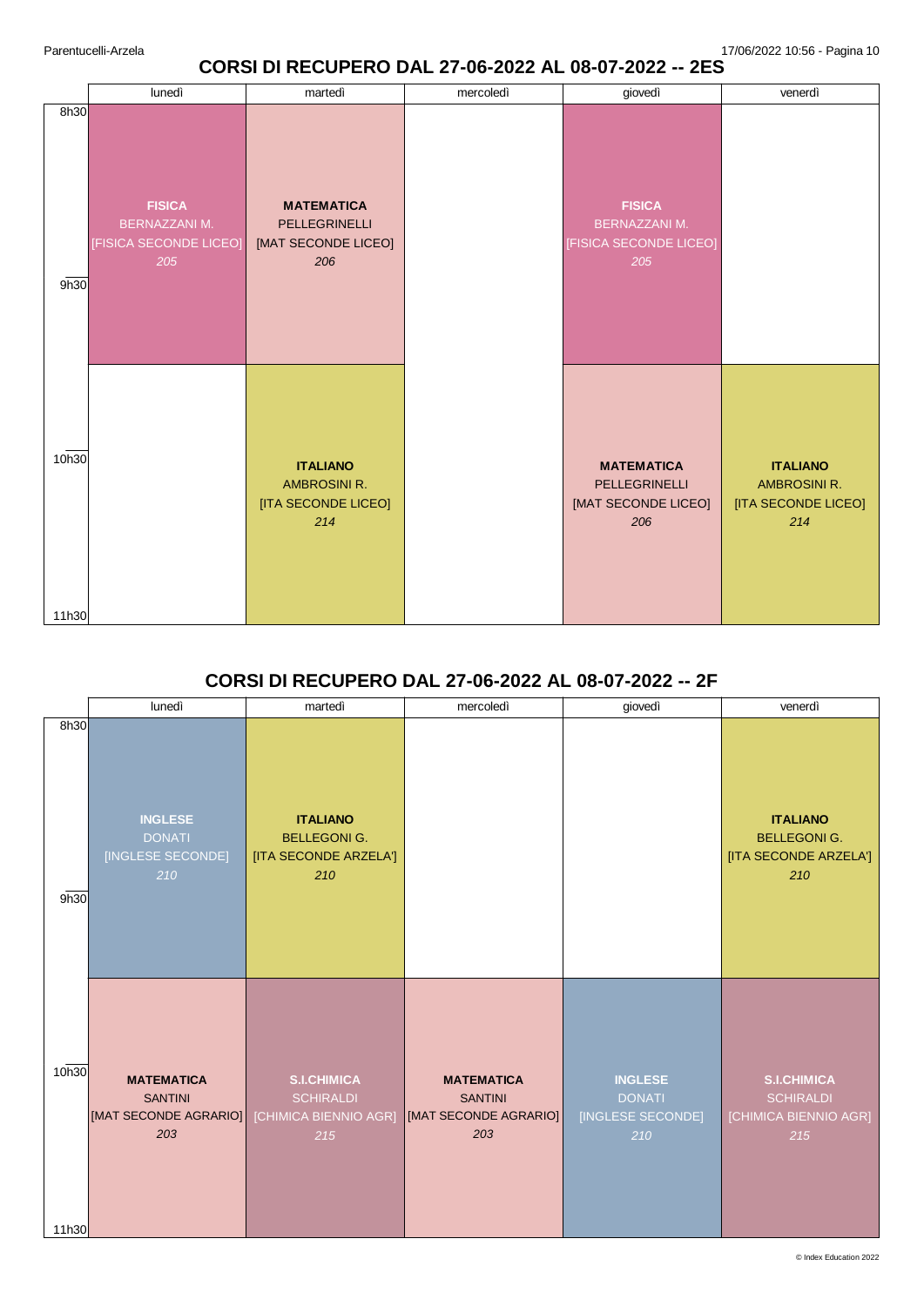## CORSI DI RECUPERO DAL 27-06-2022 AL 08-07-2022 -- 2ES

| | lunedì | martedì | mercoledì | giovedì | venerdì |
|---|---|---|---|---|---|
| 8h30 - 10h00 | **FISICA** BERNAZZANI M. [FISICA SECONDE LICEO] *205* | **MATEMATICA** PELLEGRINELLI [MAT SECONDE LICEO] *206* | | **FISICA** BERNAZZANI M. [FISICA SECONDE LICEO] *205* | |
| 10h00 - 11h30 | | **ITALIANO** AMBROSINI R. [ITA SECONDE LICEO] *214* | | **MATEMATICA** PELLEGRINELLI [MAT SECONDE LICEO] *206* | **ITALIANO** AMBROSINI R. [ITA SECONDE LICEO] *214* |

## CORSI DI RECUPERO DAL 27-06-2022 AL 08-07-2022 -- 2F

| | lunedì | martedì | mercoledì | giovedì | venerdì |
|---|---|---|---|---|---|
| 8h30 - 10h00 | **INGLESE** DONATI [INGLESE SECONDE] *210* | **ITALIANO** BELLEGONI G. [ITA SECONDE ARZELA'] *210* | | | **ITALIANO** BELLEGONI G. [ITA SECONDE ARZELA'] *210* |
| 10h00 - 11h30 | **MATEMATICA** SANTINI [MAT SECONDE AGRARIO] *203* | **S.I.CHIMICA** SCHIRALDI [CHIMICA BIENNIO AGR] *215* | **MATEMATICA** SANTINI [MAT SECONDE AGRARIO] *203* | **INGLESE** DONATI [INGLESE SECONDE] *210* | **S.I.CHIMICA** SCHIRALDI [CHIMICA BIENNIO AGR] *215* |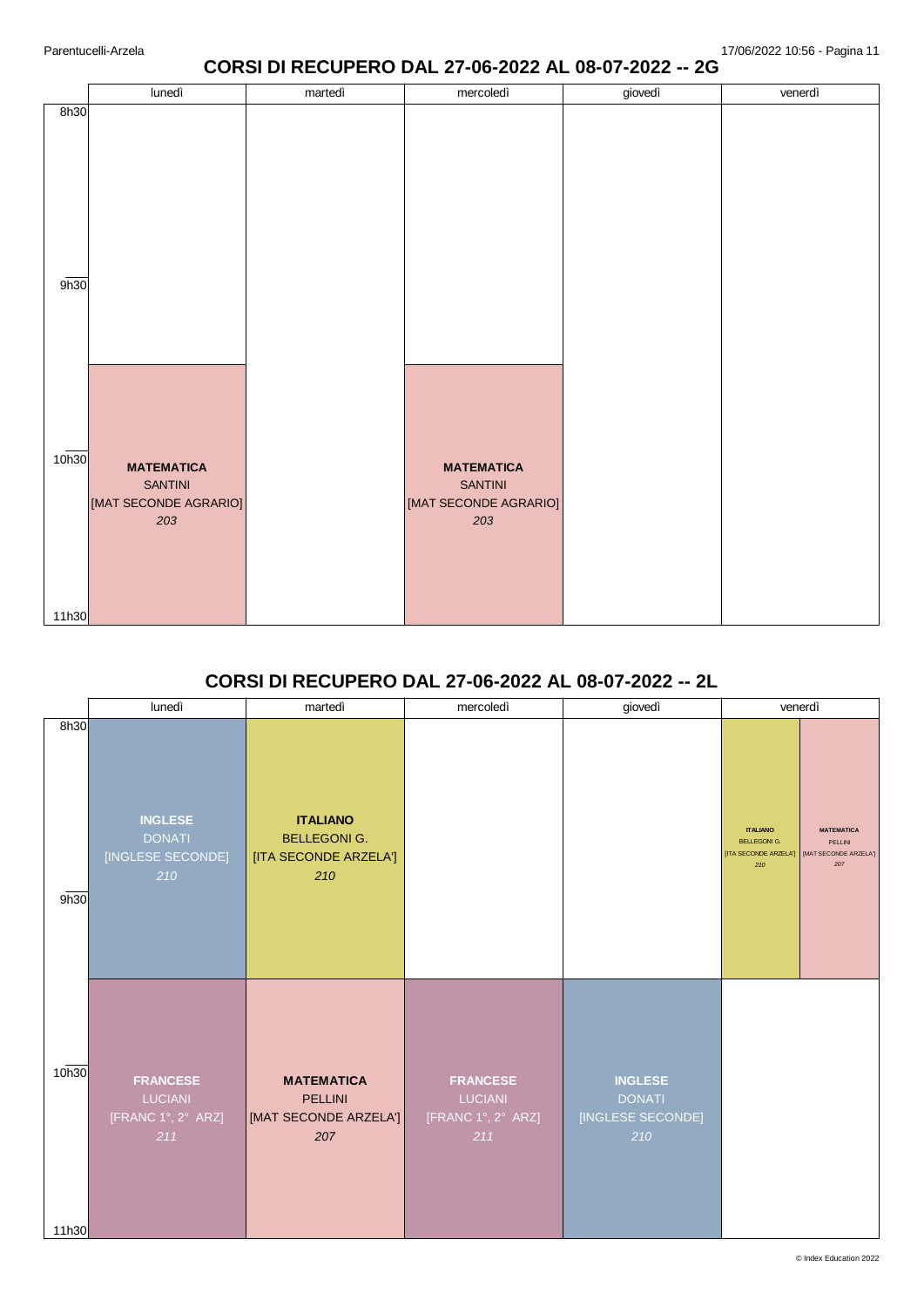## CORSI DI RECUPERO DAL 27-06-2022 AL 08-07-2022 -- 2G

| | lunedì | martedì | mercoledì | giovedì | venerdì |
|---|---|---|---|---|---|
| 8h30 | | | | | |
| 9h30 | | | | | |
| 10h00–11h30 | **MATEMATICA** SANTINI [MAT SECONDE AGRARIO] *203* | | **MATEMATICA** SANTINI [MAT SECONDE AGRARIO] *203* | | |

## CORSI DI RECUPERO DAL 27-06-2022 AL 08-07-2022 -- 2L

| | lunedì | martedì | mercoledì | giovedì | venerdì |
|---|---|---|---|---|---|
| 8h30–10h00 | **INGLESE** DONATI [INGLESE SECONDE] *210* | **ITALIANO** BELLEGONI G. [ITA SECONDE ARZELA'] *210* | | | **ITALIANO** BELLEGONI G. [ITA SECONDE ARZELA'] *210* / **MATEMATICA** PELLINI [MAT SECONDE ARZELA'] *207* |
| 10h00–11h30 | **FRANCESE** LUCIANI [FRANC 1°, 2° ARZ] *211* | **MATEMATICA** PELLINI [MAT SECONDE ARZELA'] *207* | **FRANCESE** LUCIANI [FRANC 1°, 2° ARZ] *211* | **INGLESE** DONATI [INGLESE SECONDE] *210* | |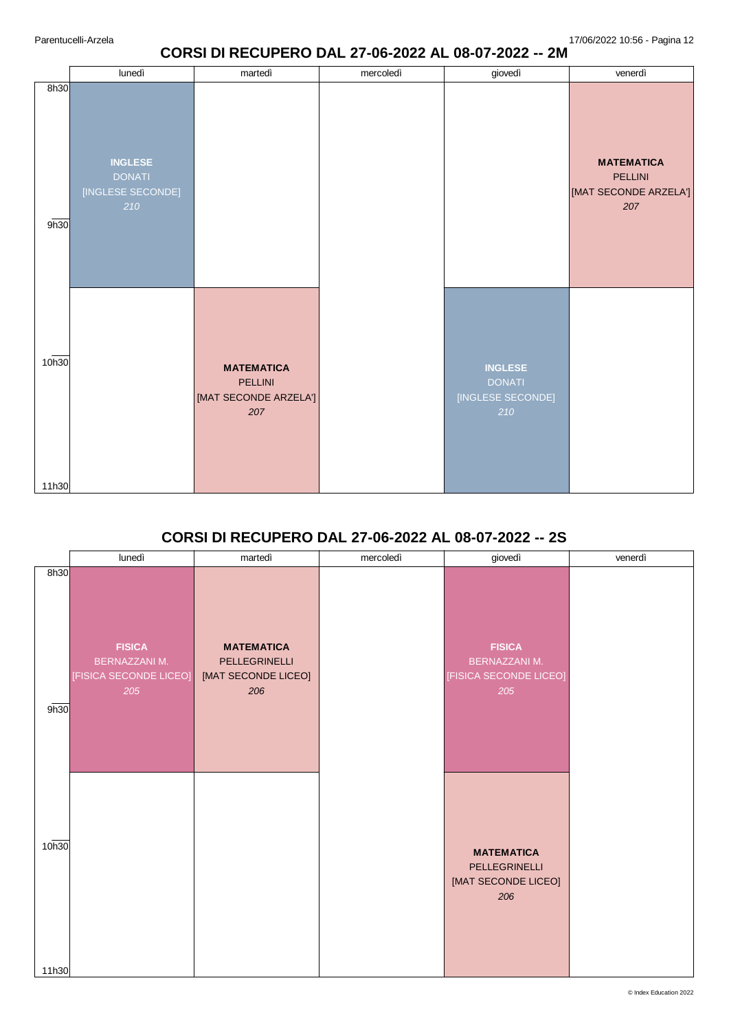## CORSI DI RECUPERO DAL 27-06-2022 AL 08-07-2022 -- 2M

| | lunedì | martedì | mercoledì | giovedì | venerdì |
|---|---|---|---|---|---|
| 8h30 - 9h30 | **INGLESE** DONATI [INGLESE SECONDE] *210* | | | | **MATEMATICA** PELLINI [MAT SECONDE ARZELA'] *207* |
| 9h30 - 10h30 | | **MATEMATICA** PELLINI [MAT SECONDE ARZELA'] *207* | | **INGLESE** DONATI [INGLESE SECONDE] *210* | |
| 10h30 - 11h30 | | | | | |

## CORSI DI RECUPERO DAL 27-06-2022 AL 08-07-2022 -- 2S

| | lunedì | martedì | mercoledì | giovedì | venerdì |
|---|---|---|---|---|---|
| 8h30 - 9h30 | **FISICA** BERNAZZANI M. [FISICA SECONDE LICEO] *205* | **MATEMATICA** PELLEGRINELLI [MAT SECONDE LICEO] *206* | | **FISICA** BERNAZZANI M. [FISICA SECONDE LICEO] *205* | |
| 9h30 - 10h30 | | | | **MATEMATICA** PELLEGRINELLI [MAT SECONDE LICEO] *206* | |
| 10h30 - 11h30 | | | | | |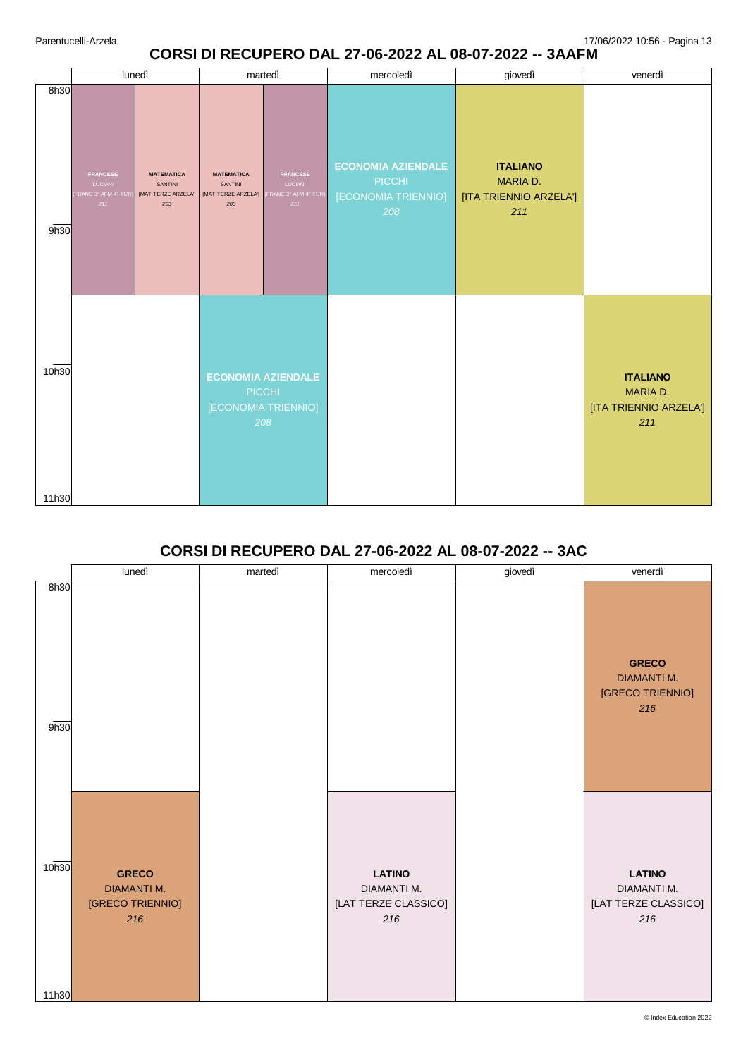## CORSI DI RECUPERO DAL 27-06-2022 AL 08-07-2022 -- 3AAFM

| | lunedì | martedì | mercoledì | giovedì | venerdì |
|---|---|---|---|---|---|
| 8h30–10h00 | **FRANCESE** LUCIANI [FRANC 3° AFM 4° TUR] *211* / **MATEMATICA** SANTINI [MAT TERZE ARZELA'] *203* | **MATEMATICA** SANTINI [MAT TERZE ARZELA'] *203* / **FRANCESE** LUCIANI [FRANC 3° AFM 4° TUR] *211* | **ECONOMIA AZIENDALE** PICCHI [ECONOMIA TRIENNIO] *208* | **ITALIANO** MARIA D. [ITA TRIENNIO ARZELA'] *211* | |
| 10h00–11h30 | | **ECONOMIA AZIENDALE** PICCHI [ECONOMIA TRIENNIO] *208* | | | **ITALIANO** MARIA D. [ITA TRIENNIO ARZELA'] *211* |

## CORSI DI RECUPERO DAL 27-06-2022 AL 08-07-2022 -- 3AC

| | lunedì | martedì | mercoledì | giovedì | venerdì |
|---|---|---|---|---|---|
| 8h30–10h00 | | | | | **GRECO** DIAMANTI M. [GRECO TRIENNIO] *216* |
| 10h00–11h30 | **GRECO** DIAMANTI M. [GRECO TRIENNIO] *216* | | **LATINO** DIAMANTI M. [LAT TERZE CLASSICO] *216* | | **LATINO** DIAMANTI M. [LAT TERZE CLASSICO] *216* |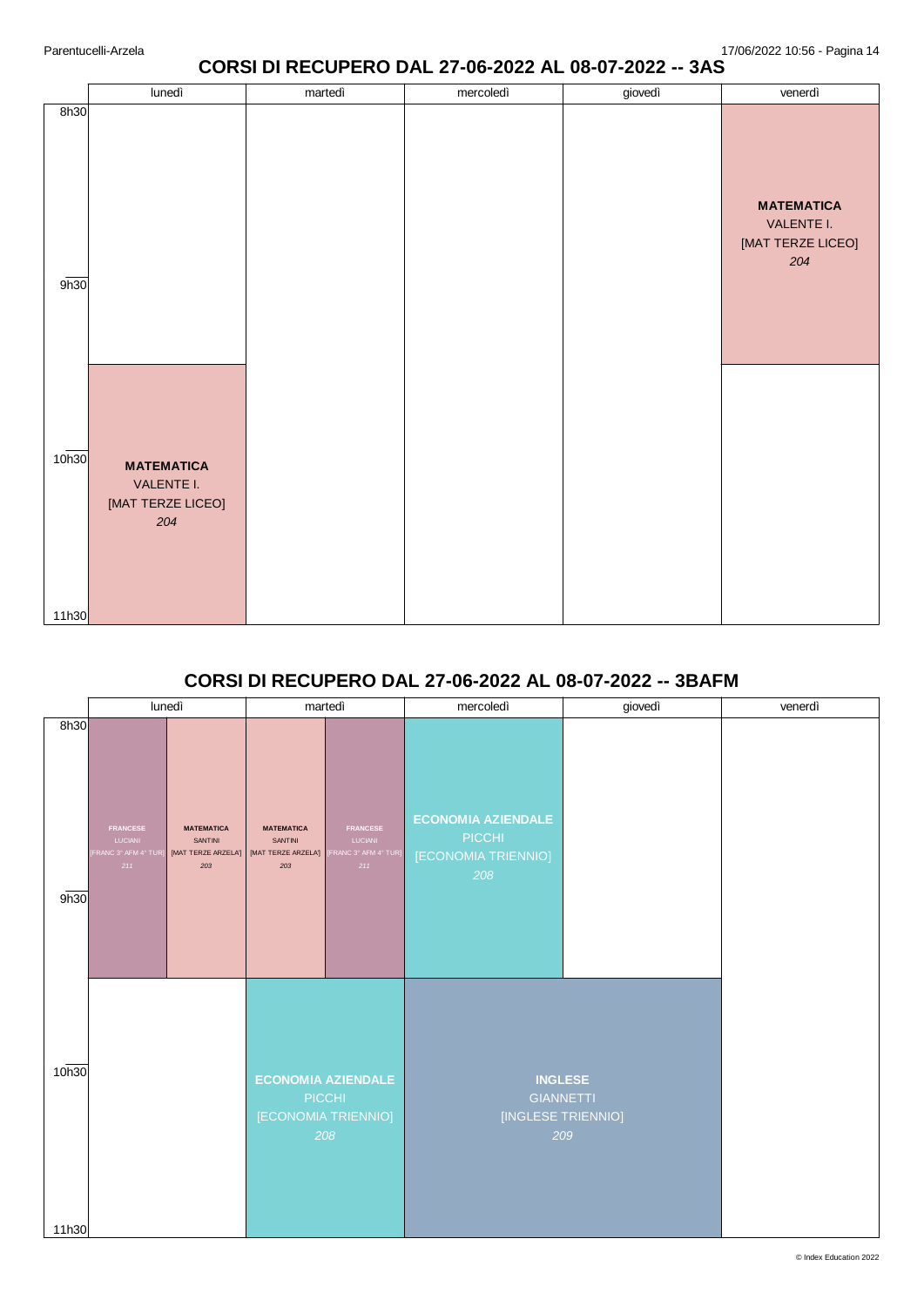# CORSI DI RECUPERO DAL 27-06-2022 AL 08-07-2022 -- 3AS

| | lunedì | martedì | mercoledì | giovedì | venerdì |
|---|---|---|---|---|---|
| 8h30 | | | | | **MATEMATICA** VALENTE I. [MAT TERZE LICEO] *204* (8h30–10h00) |
| 9h30 | | | | | |
| 10h30 | **MATEMATICA** VALENTE I. [MAT TERZE LICEO] *204* (10h00–11h30) | | | | |
| 11h30 | | | | | |

# CORSI DI RECUPERO DAL 27-06-2022 AL 08-07-2022 -- 3BAFM

| | lunedì | martedì | mercoledì | giovedì | venerdì |
|---|---|---|---|---|---|
| 8h30 | **FRANCESE** LUCIANI [FRANC 3° AFM 4° TUR] *211* / **MATEMATICA** SANTINI [MAT TERZE ARZELA'] *203* (8h30–10h00) | **MATEMATICA** SANTINI [MAT TERZE ARZELA'] *203* / **FRANCESE** LUCIANI [FRANC 3° AFM 4° TUR] *211* (8h30–10h00) | **ECONOMIA AZIENDALE** PICCHI [ECONOMIA TRIENNIO] *208* (8h30–10h00) | | |
| 9h30 | | | | | |
| 10h30 | | **ECONOMIA AZIENDALE** PICCHI [ECONOMIA TRIENNIO] *208* (10h00–11h30) | **INGLESE** GIANNETTI [INGLESE TRIENNIO] *209* (10h00–11h30) | **INGLESE** GIANNETTI [INGLESE TRIENNIO] *209* (10h00–11h30) | |
| 11h30 | | | | | |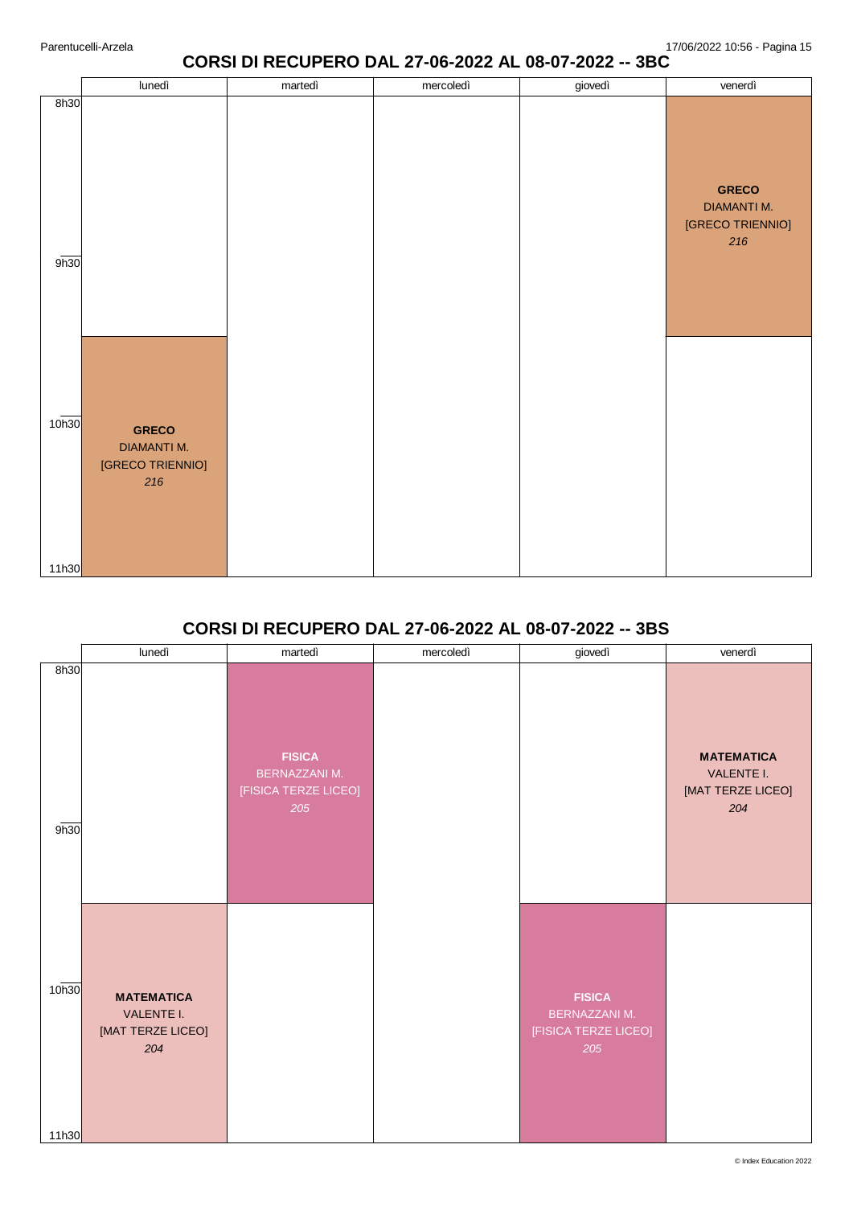## CORSI DI RECUPERO DAL 27-06-2022 AL 08-07-2022 -- 3BC

| | lunedì | martedì | mercoledì | giovedì | venerdì |
|---|---|---|---|---|---|
| 8h30 - 10h00 | | | | | **GRECO** DIAMANTI M. [GRECO TRIENNIO] *216* |
| 10h00 - 11h30 | **GRECO** DIAMANTI M. [GRECO TRIENNIO] *216* | | | | |

## CORSI DI RECUPERO DAL 27-06-2022 AL 08-07-2022 -- 3BS

| | lunedì | martedì | mercoledì | giovedì | venerdì |
|---|---|---|---|---|---|
| 8h30 - 10h00 | | **FISICA** BERNAZZANI M. [FISICA TERZE LICEO] *205* | | | **MATEMATICA** VALENTE I. [MAT TERZE LICEO] *204* |
| 10h00 - 11h30 | **MATEMATICA** VALENTE I. [MAT TERZE LICEO] *204* | | | **FISICA** BERNAZZANI M. [FISICA TERZE LICEO] *205* | |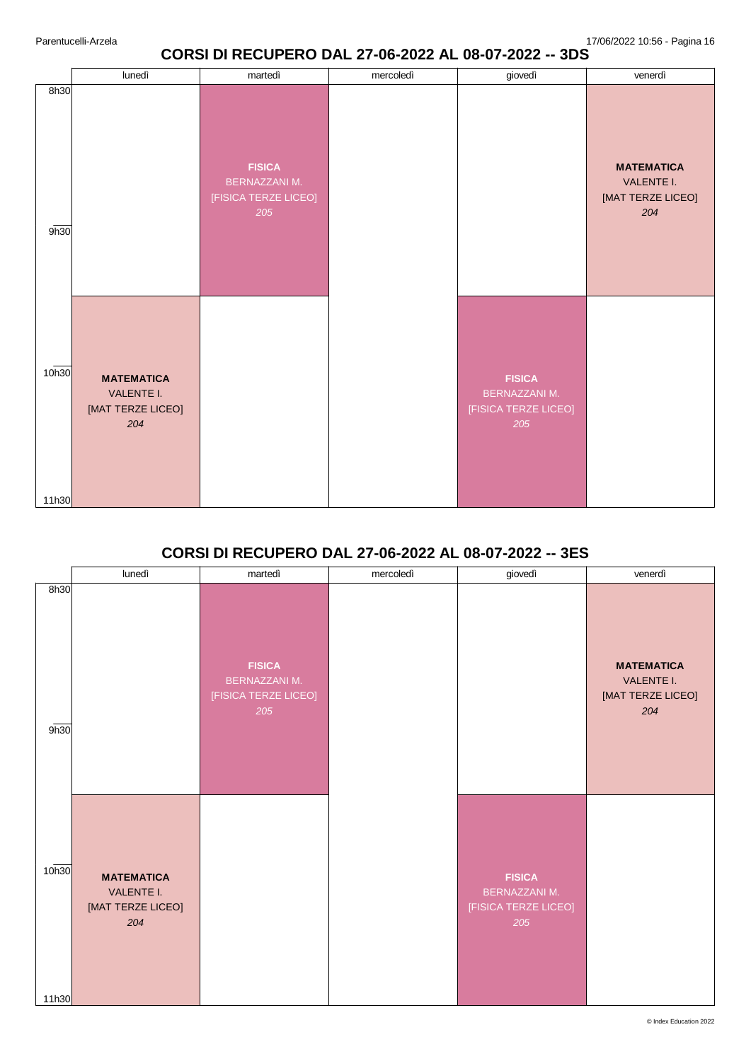## CORSI DI RECUPERO DAL 27-06-2022 AL 08-07-2022 -- 3DS

| | lunedì | martedì | mercoledì | giovedì | venerdì |
|---|---|---|---|---|---|
| 8h30 – 10h00 | | **FISICA** BERNAZZANI M. [FISICA TERZE LICEO] *205* | | | **MATEMATICA** VALENTE I. [MAT TERZE LICEO] *204* |
| 10h00 – 11h30 | **MATEMATICA** VALENTE I. [MAT TERZE LICEO] *204* | | | **FISICA** BERNAZZANI M. [FISICA TERZE LICEO] *205* | |

## CORSI DI RECUPERO DAL 27-06-2022 AL 08-07-2022 -- 3ES

| | lunedì | martedì | mercoledì | giovedì | venerdì |
|---|---|---|---|---|---|
| 8h30 – 10h00 | | **FISICA** BERNAZZANI M. [FISICA TERZE LICEO] *205* | | | **MATEMATICA** VALENTE I. [MAT TERZE LICEO] *204* |
| 10h00 – 11h30 | **MATEMATICA** VALENTE I. [MAT TERZE LICEO] *204* | | | **FISICA** BERNAZZANI M. [FISICA TERZE LICEO] *205* | |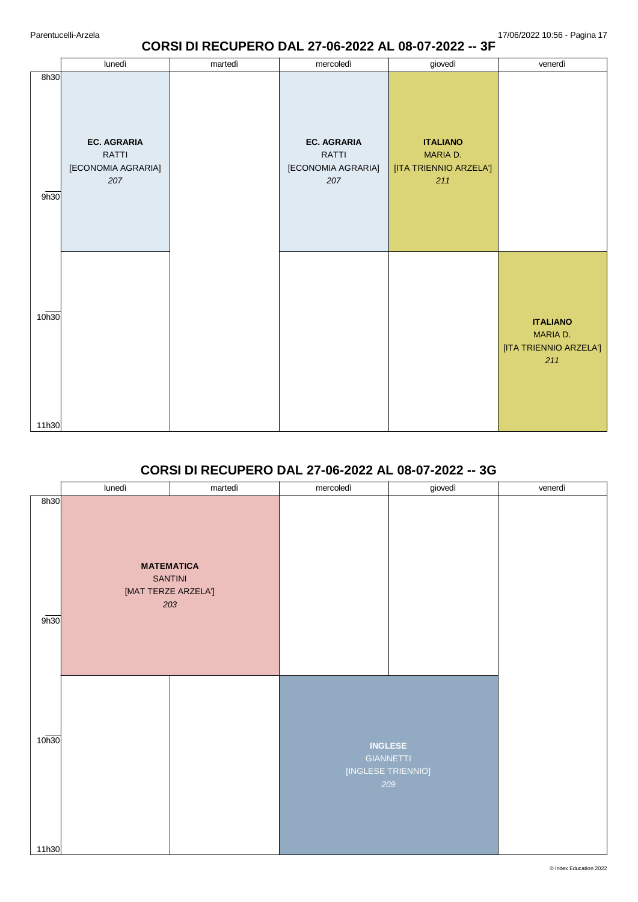## CORSI DI RECUPERO DAL 27-06-2022 AL 08-07-2022 -- 3F

| | lunedì | martedì | mercoledì | giovedì | venerdì |
|---|---|---|---|---|---|
| 8h30 - 10h00 | **EC. AGRARIA** RATTI [ECONOMIA AGRARIA] *207* | | **EC. AGRARIA** RATTI [ECONOMIA AGRARIA] *207* | **ITALIANO** MARIA D. [ITA TRIENNIO ARZELA'] *211* | |
| 10h00 - 11h30 | | | | | **ITALIANO** MARIA D. [ITA TRIENNIO ARZELA'] *211* |

## CORSI DI RECUPERO DAL 27-06-2022 AL 08-07-2022 -- 3G

| | lunedì | martedì | mercoledì | giovedì | venerdì |
|---|---|---|---|---|---|
| 8h30 - 10h00 | **MATEMATICA** SANTINI [MAT TERZE ARZELA'] *203* | **MATEMATICA** SANTINI [MAT TERZE ARZELA'] *203* | | | |
| 10h00 - 11h30 | | | **INGLESE** GIANNETTI [INGLESE TRIENNIO] *209* | **INGLESE** GIANNETTI [INGLESE TRIENNIO] *209* | |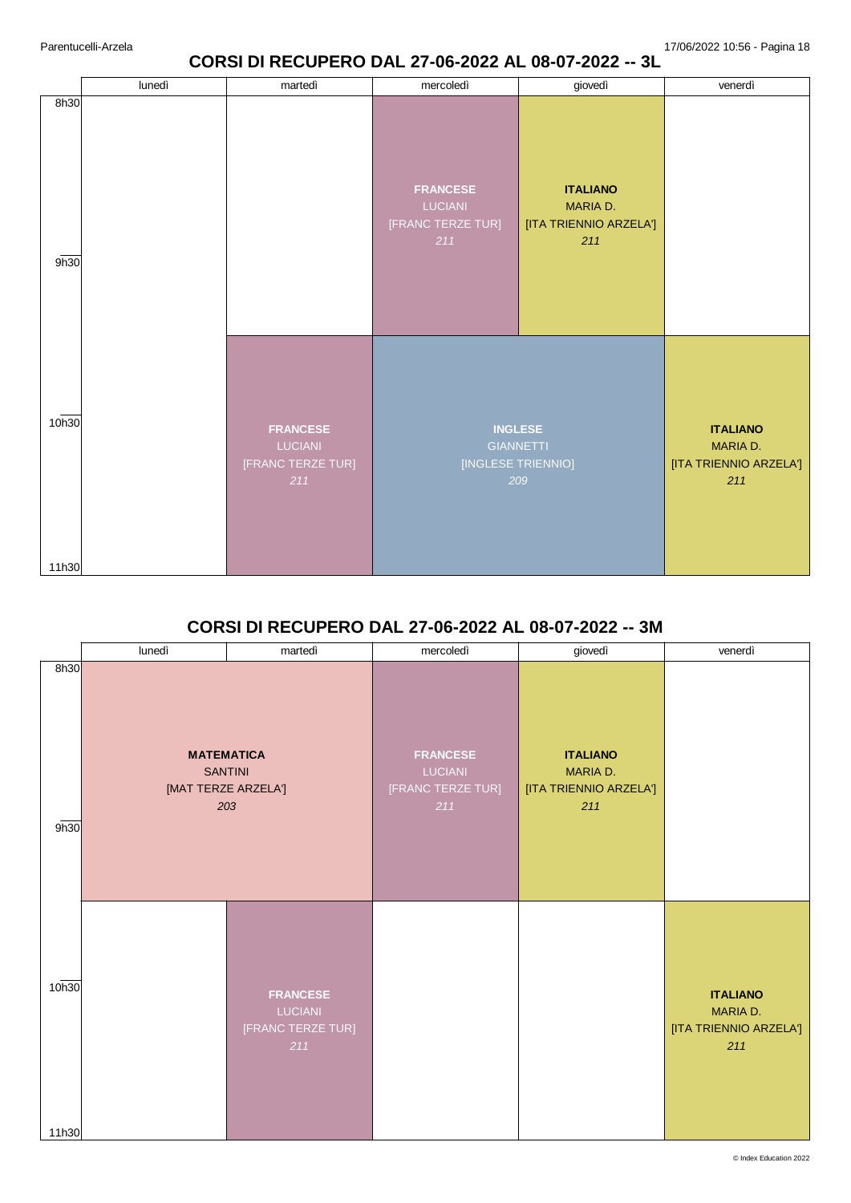## CORSI DI RECUPERO DAL 27-06-2022 AL 08-07-2022 -- 3L

| | lunedì | martedì | mercoledì | giovedì | venerdì |
|---|---|---|---|---|---|
| 8h30-10h00 | | | **FRANCESE** LUCIANI [FRANC TERZE TUR] *211* | **ITALIANO** MARIA D. [ITA TRIENNIO ARZELA'] *211* | |
| 10h00-11h30 | | **FRANCESE** LUCIANI [FRANC TERZE TUR] *211* | **INGLESE** GIANNETTI [INGLESE TRIENNIO] *209* | **INGLESE** GIANNETTI [INGLESE TRIENNIO] *209* | **ITALIANO** MARIA D. [ITA TRIENNIO ARZELA'] *211* |

## CORSI DI RECUPERO DAL 27-06-2022 AL 08-07-2022 -- 3M

| | lunedì | martedì | mercoledì | giovedì | venerdì |
|---|---|---|---|---|---|
| 8h30-10h00 | **MATEMATICA** SANTINI [MAT TERZE ARZELA'] *203* | **MATEMATICA** SANTINI [MAT TERZE ARZELA'] *203* | **FRANCESE** LUCIANI [FRANC TERZE TUR] *211* | **ITALIANO** MARIA D. [ITA TRIENNIO ARZELA'] *211* | |
| 10h00-11h30 | | **FRANCESE** LUCIANI [FRANC TERZE TUR] *211* | | | **ITALIANO** MARIA D. [ITA TRIENNIO ARZELA'] *211* |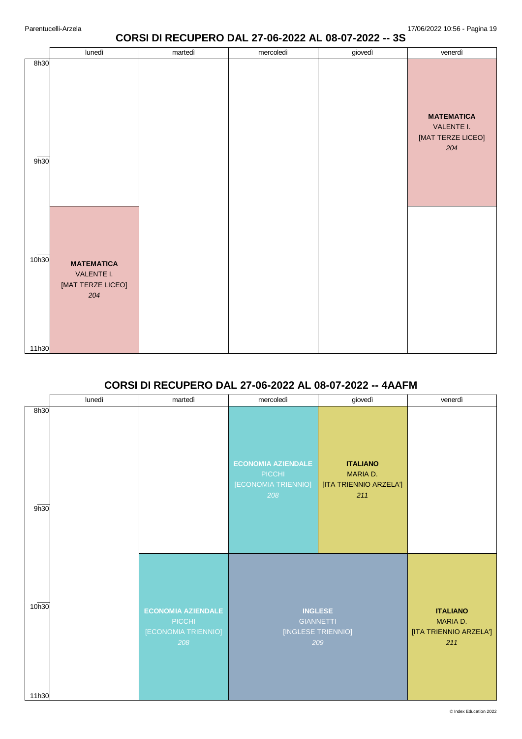## CORSI DI RECUPERO DAL 27-06-2022 AL 08-07-2022 -- 3S

| | lunedì | martedì | mercoledì | giovedì | venerdì |
|---|---|---|---|---|---|
| 8h30 – 10h00 | | | | | **MATEMATICA** VALENTE I. [MAT TERZE LICEO] *204* |
| 10h00 – 11h30 | **MATEMATICA** VALENTE I. [MAT TERZE LICEO] *204* | | | | |

## CORSI DI RECUPERO DAL 27-06-2022 AL 08-07-2022 -- 4AAFM

| | lunedì | martedì | mercoledì | giovedì | venerdì |
|---|---|---|---|---|---|
| 8h30 – 10h00 | | | **ECONOMIA AZIENDALE** PICCHI [ECONOMIA TRIENNIO] *208* | **ITALIANO** MARIA D. [ITA TRIENNIO ARZELA'] *211* | |
| 10h00 – 11h30 | | **ECONOMIA AZIENDALE** PICCHI [ECONOMIA TRIENNIO] *208* | **INGLESE** GIANNETTI [INGLESE TRIENNIO] *209* | **INGLESE** GIANNETTI [INGLESE TRIENNIO] *209* | **ITALIANO** MARIA D. [ITA TRIENNIO ARZELA'] *211* |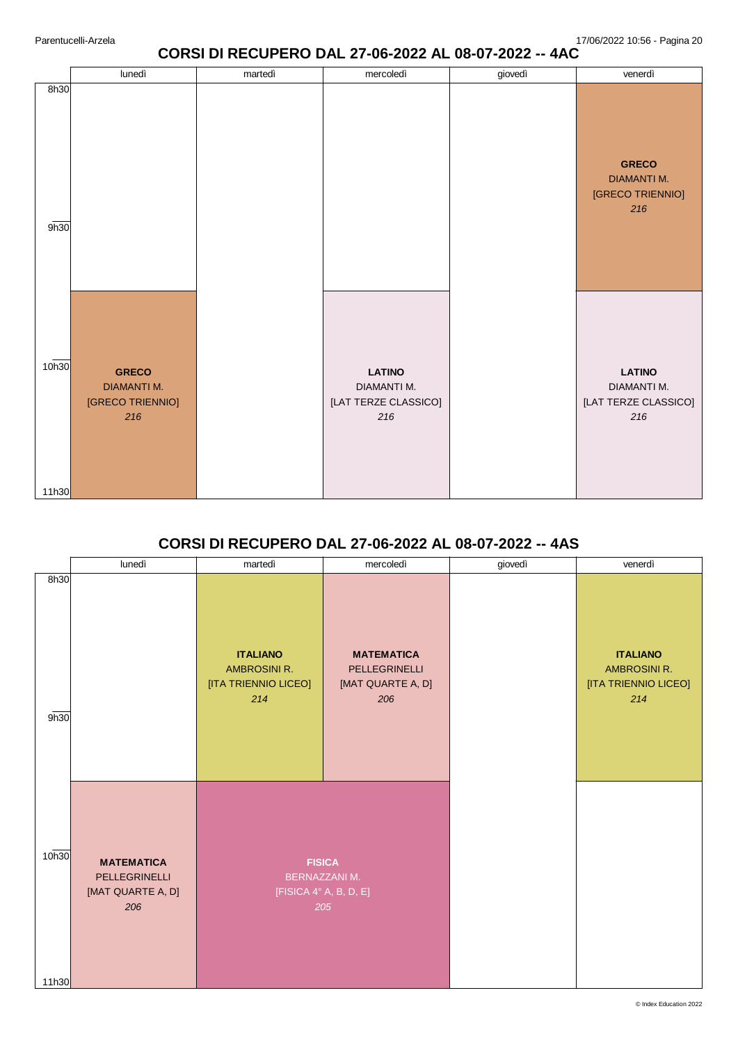## CORSI DI RECUPERO DAL 27-06-2022 AL 08-07-2022 -- 4AC

| | lunedì | martedì | mercoledì | giovedì | venerdì |
|---|---|---|---|---|---|
| 8h30 - 9h30 | | | | | **GRECO** DIAMANTI M. [GRECO TRIENNIO] *216* |
| 9h30 - 11h30 | **GRECO** DIAMANTI M. [GRECO TRIENNIO] *216* | | **LATINO** DIAMANTI M. [LAT TERZE CLASSICO] *216* | | **LATINO** DIAMANTI M. [LAT TERZE CLASSICO] *216* |

## CORSI DI RECUPERO DAL 27-06-2022 AL 08-07-2022 -- 4AS

| | lunedì | martedì | mercoledì | giovedì | venerdì |
|---|---|---|---|---|---|
| 8h30 - 9h30 | | **ITALIANO** AMBROSINI R. [ITA TRIENNIO LICEO] *214* | **MATEMATICA** PELLEGRINELLI [MAT QUARTE A, D] *206* | | **ITALIANO** AMBROSINI R. [ITA TRIENNIO LICEO] *214* |
| 9h30 - 11h30 | **MATEMATICA** PELLEGRINELLI [MAT QUARTE A, D] *206* | **FISICA** BERNAZZANI M. [FISICA 4° A, B, D, E] *205* | **FISICA** BERNAZZANI M. [FISICA 4° A, B, D, E] *205* | | |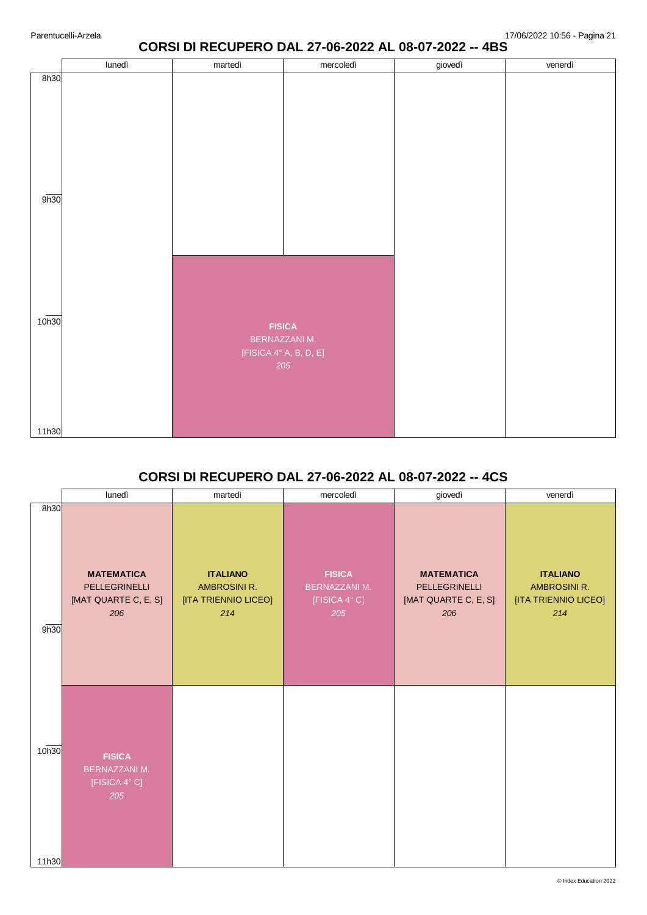# CORSI DI RECUPERO DAL 27-06-2022 AL 08-07-2022 -- 4BS

| | lunedì | martedì | mercoledì | giovedì | venerdì |
|---|---|---|---|---|---|
| 8h30 | | | | | |
| 9h30 | | | | | |
| 10h30 | | **FISICA** BERNAZZANI M. [FISICA 4° A, B, D, E] *205* | | | |
| 11h30 | | | | | |

Note: the FISICA block spans martedì and mercoledì, from 10h00 to 11h30.

# CORSI DI RECUPERO DAL 27-06-2022 AL 08-07-2022 -- 4CS

| | lunedì | martedì | mercoledì | giovedì | venerdì |
|---|---|---|---|---|---|
| 8h30 | **MATEMATICA** PELLEGRINELLI [MAT QUARTE C, E, S] *206* | **ITALIANO** AMBROSINI R. [ITA TRIENNIO LICEO] *214* | **FISICA** BERNAZZANI M. [FISICA 4° C] *205* | **MATEMATICA** PELLEGRINELLI [MAT QUARTE C, E, S] *206* | **ITALIANO** AMBROSINI R. [ITA TRIENNIO LICEO] *214* |
| 10h00 | **FISICA** BERNAZZANI M. [FISICA 4° C] *205* | | | | |
| 11h30 | | | | | |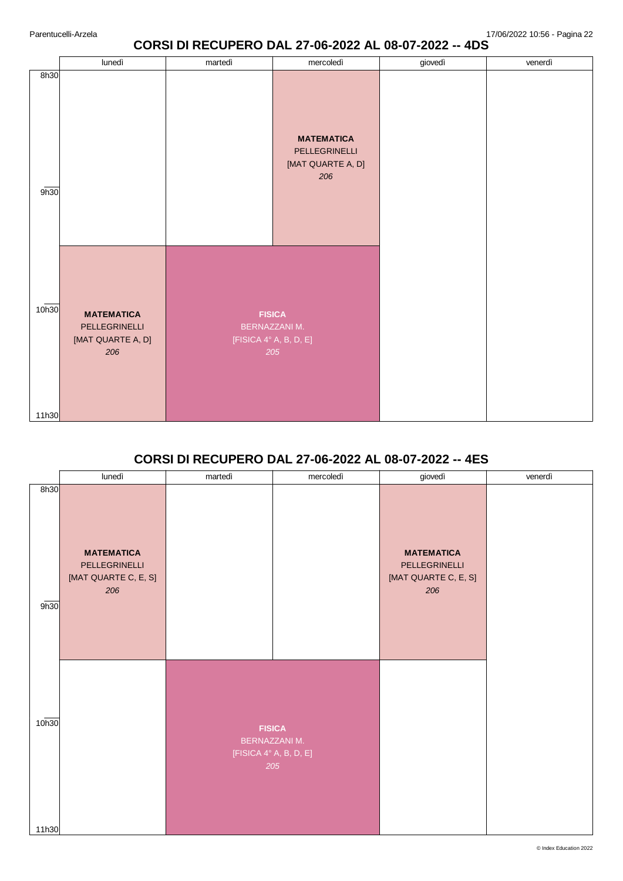# CORSI DI RECUPERO DAL 27-06-2022 AL 08-07-2022 -- 4DS

| | lunedì | martedì | mercoledì | giovedì | venerdì |
|---|---|---|---|---|---|
| 8h30 - 9h30 | | | **MATEMATICA** PELLEGRINELLI [MAT QUARTE A, D] *206* | | |
| 9h30 - 10h30 | | | | | |
| 10h30 - 11h30 | **MATEMATICA** PELLEGRINELLI [MAT QUARTE A, D] *206* | **FISICA** BERNAZZANI M. [FISICA 4° A, B, D, E] *205* | **FISICA** BERNAZZANI M. [FISICA 4° A, B, D, E] *205* | | |

# CORSI DI RECUPERO DAL 27-06-2022 AL 08-07-2022 -- 4ES

| | lunedì | martedì | mercoledì | giovedì | venerdì |
|---|---|---|---|---|---|
| 8h30 - 9h30 | **MATEMATICA** PELLEGRINELLI [MAT QUARTE C, E, S] *206* | | | **MATEMATICA** PELLEGRINELLI [MAT QUARTE C, E, S] *206* | |
| 9h30 - 10h30 | | | | | |
| 10h30 - 11h30 | | **FISICA** BERNAZZANI M. [FISICA 4° A, B, D, E] *205* | **FISICA** BERNAZZANI M. [FISICA 4° A, B, D, E] *205* | | |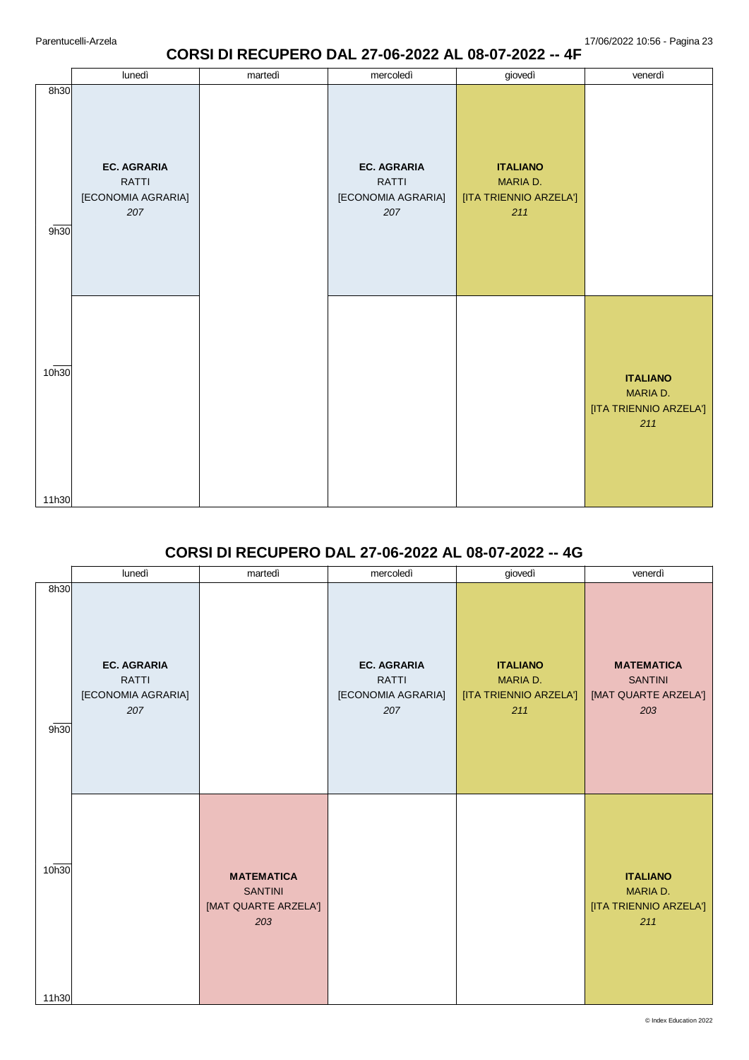# CORSI DI RECUPERO DAL 27-06-2022 AL 08-07-2022 -- 4F

| | lunedì | martedì | mercoledì | giovedì | venerdì |
|---|---|---|---|---|---|
| 8h30 - 9h30 | **EC. AGRARIA** RATTI [ECONOMIA AGRARIA] *207* | | **EC. AGRARIA** RATTI [ECONOMIA AGRARIA] *207* | **ITALIANO** MARIA D. [ITA TRIENNIO ARZELA'] *211* | |
| 10h30 - 11h30 | | | | | **ITALIANO** MARIA D. [ITA TRIENNIO ARZELA'] *211* |

# CORSI DI RECUPERO DAL 27-06-2022 AL 08-07-2022 -- 4G

| | lunedì | martedì | mercoledì | giovedì | venerdì |
|---|---|---|---|---|---|
| 8h30 - 9h30 | **EC. AGRARIA** RATTI [ECONOMIA AGRARIA] *207* | | **EC. AGRARIA** RATTI [ECONOMIA AGRARIA] *207* | **ITALIANO** MARIA D. [ITA TRIENNIO ARZELA'] *211* | **MATEMATICA** SANTINI [MAT QUARTE ARZELA'] *203* |
| 10h30 - 11h30 | | **MATEMATICA** SANTINI [MAT QUARTE ARZELA'] *203* | | | **ITALIANO** MARIA D. [ITA TRIENNIO ARZELA'] *211* |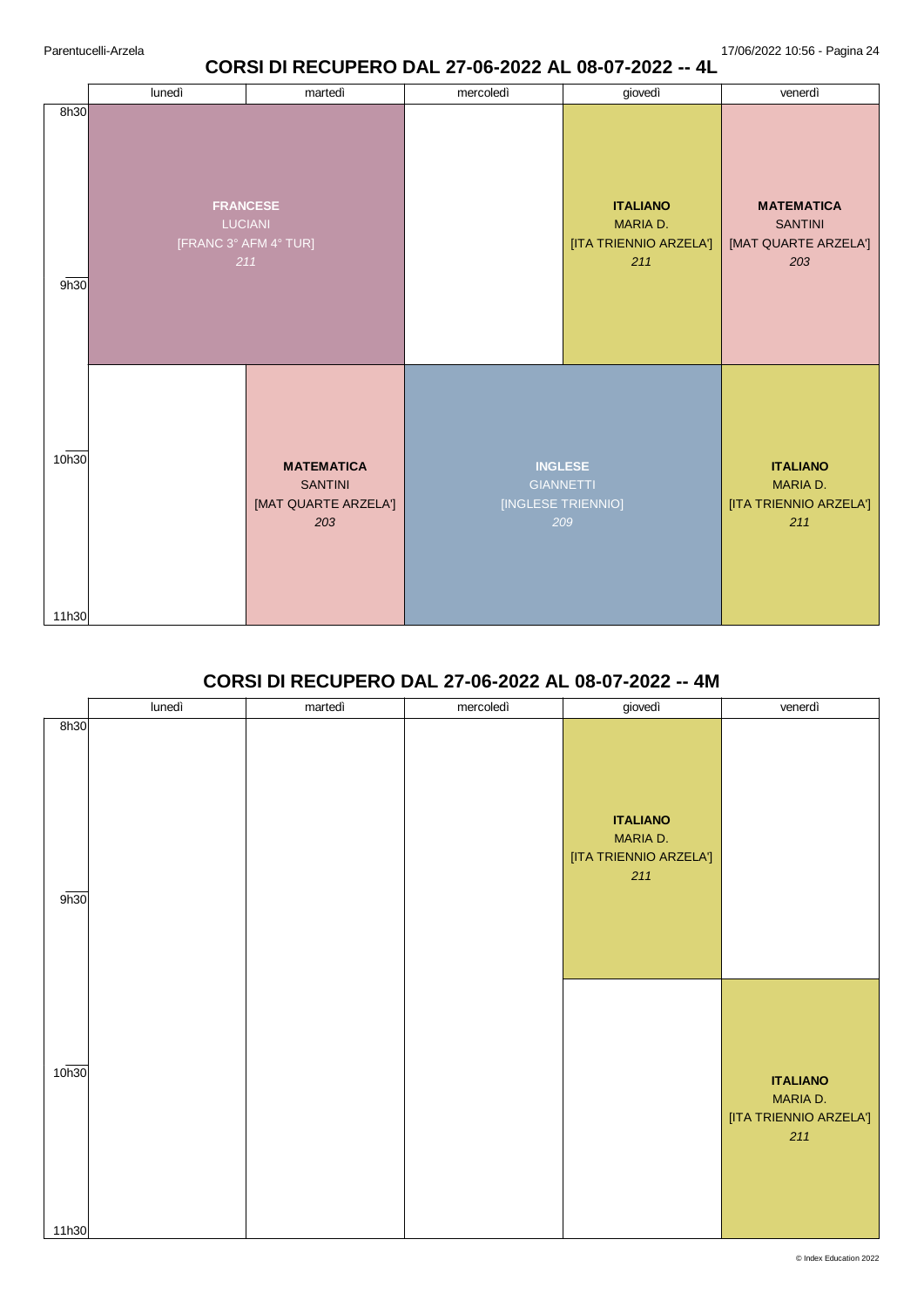## CORSI DI RECUPERO DAL 27-06-2022 AL 08-07-2022 -- 4L

| | lunedì | martedì | mercoledì | giovedì | venerdì |
|---|---|---|---|---|---|
| 8h30 - 9h30 | **FRANCESE** LUCIANI [FRANC 3° AFM 4° TUR] *211* | **FRANCESE** LUCIANI [FRANC 3° AFM 4° TUR] *211* | | **ITALIANO** MARIA D. [ITA TRIENNIO ARZELA'] *211* | **MATEMATICA** SANTINI [MAT QUARTE ARZELA'] *203* |
| 10h30 - 11h30 | | **MATEMATICA** SANTINI [MAT QUARTE ARZELA'] *203* | **INGLESE** GIANNETTI [INGLESE TRIENNIO] *209* | **INGLESE** GIANNETTI [INGLESE TRIENNIO] *209* | **ITALIANO** MARIA D. [ITA TRIENNIO ARZELA'] *211* |

## CORSI DI RECUPERO DAL 27-06-2022 AL 08-07-2022 -- 4M

| | lunedì | martedì | mercoledì | giovedì | venerdì |
|---|---|---|---|---|---|
| 8h30 - 9h30 | | | | **ITALIANO** MARIA D. [ITA TRIENNIO ARZELA'] *211* | |
| 10h30 - 11h30 | | | | | **ITALIANO** MARIA D. [ITA TRIENNIO ARZELA'] *211* |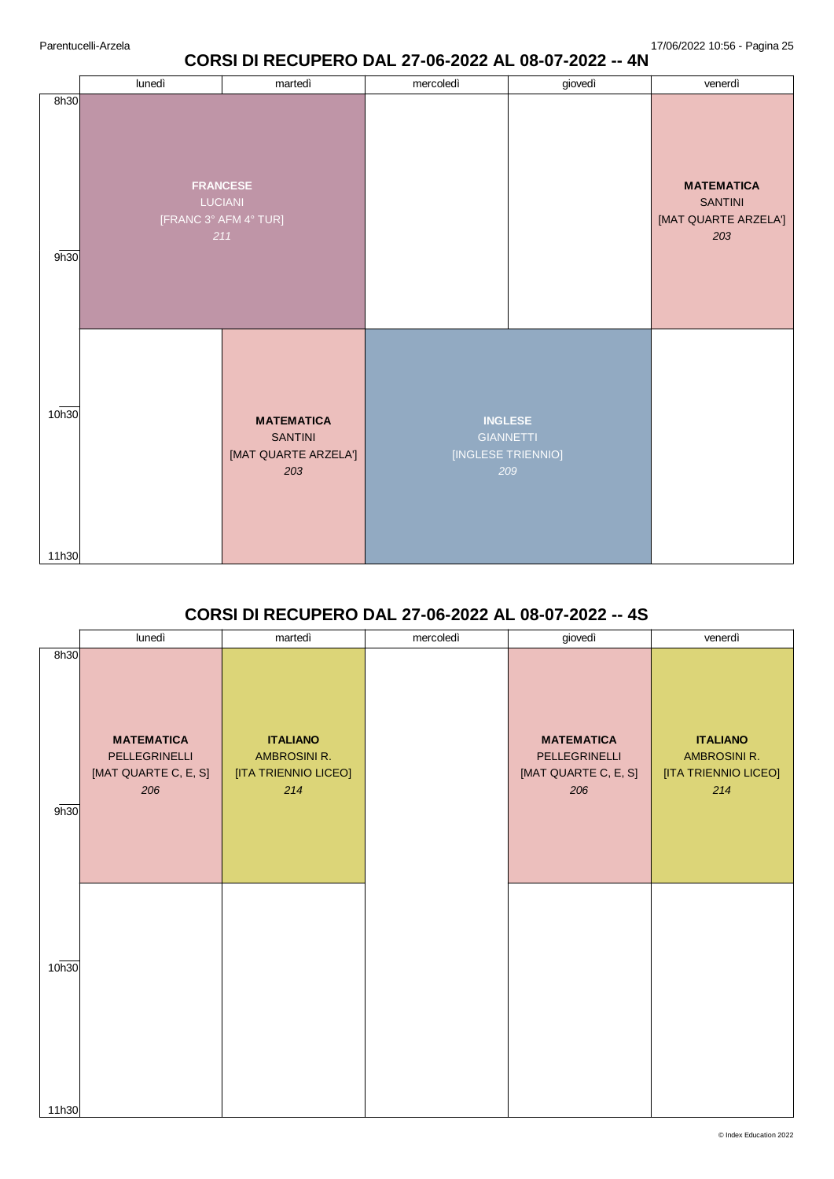# CORSI DI RECUPERO DAL 27-06-2022 AL 08-07-2022 -- 4N

| | lunedì | martedì | mercoledì | giovedì | venerdì |
|---|---|---|---|---|---|
| 8h30 - 9h30 | **FRANCESE** LUCIANI [FRANC 3° AFM 4° TUR] *211* | **FRANCESE** LUCIANI [FRANC 3° AFM 4° TUR] *211* | | | **MATEMATICA** SANTINI [MAT QUARTE ARZELA'] *203* |
| 9h30 - 11h30 | | **MATEMATICA** SANTINI [MAT QUARTE ARZELA'] *203* | **INGLESE** GIANNETTI [INGLESE TRIENNIO] *209* | **INGLESE** GIANNETTI [INGLESE TRIENNIO] *209* | |

# CORSI DI RECUPERO DAL 27-06-2022 AL 08-07-2022 -- 4S

| | lunedì | martedì | mercoledì | giovedì | venerdì |
|---|---|---|---|---|---|
| 8h30 - 9h30 | **MATEMATICA** PELLEGRINELLI [MAT QUARTE C, E, S] *206* | **ITALIANO** AMBROSINI R. [ITA TRIENNIO LICEO] *214* | | **MATEMATICA** PELLEGRINELLI [MAT QUARTE C, E, S] *206* | **ITALIANO** AMBROSINI R. [ITA TRIENNIO LICEO] *214* |
| 9h30 - 11h30 | | | | | |